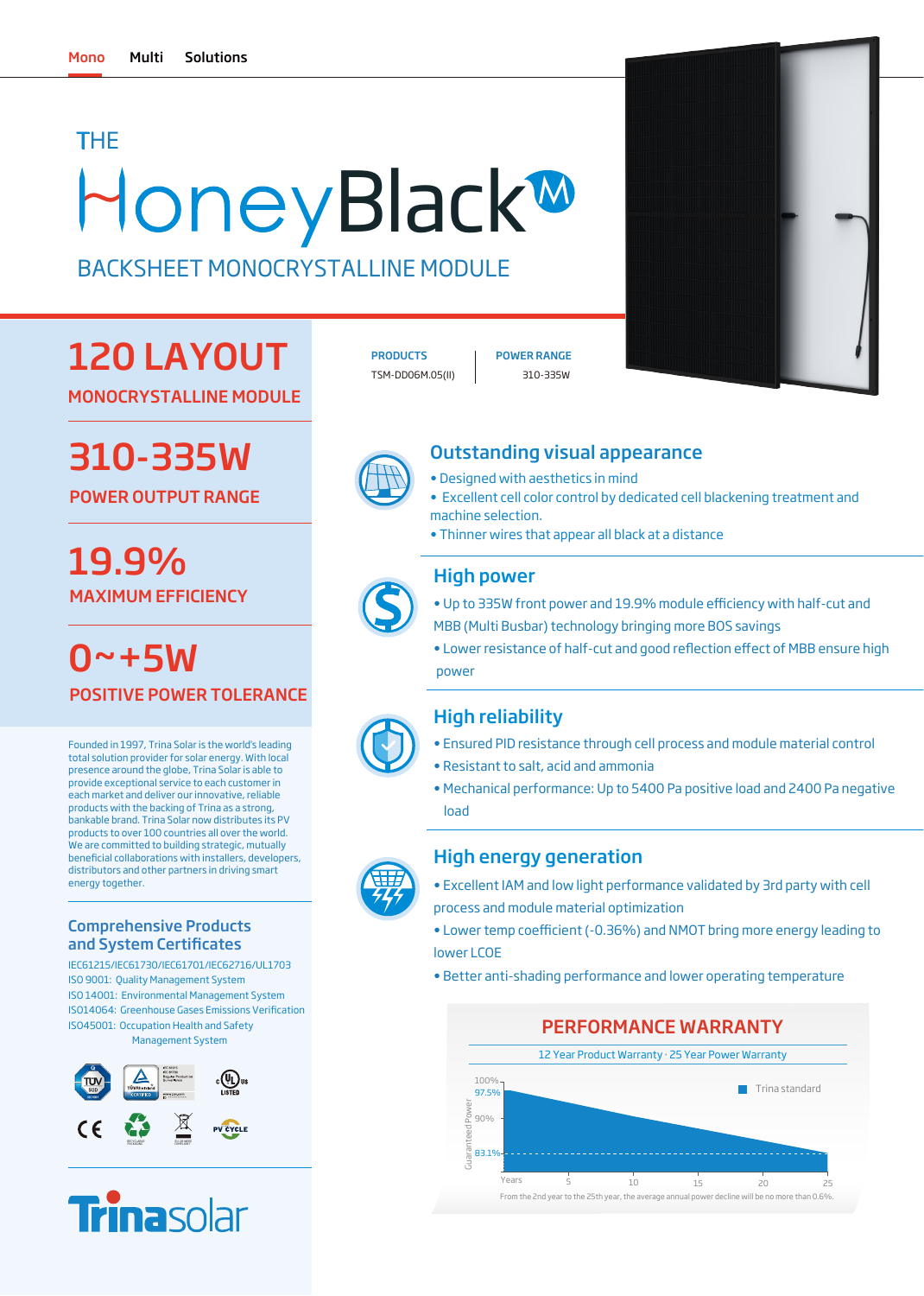Mono Multi Solutions

# THE HoneyBlack M

## BACKSHEET MONOCRYSTALLINE MODULE

| PRODUCTS | POWER RANGE |
| --- | --- |
| TSM-DD06M.05(II) | 310-335W |

## 120 LAYOUT

**MONOCRYSTALLINE MODULE**

## 310-335W

**POWER OUTPUT RANGE**

## 19.9%

**MAXIMUM EFFICIENCY**

## 0~+5W

**POSITIVE POWER TOLERANCE**

Founded in 1997, Trina Solar is the world's leading total solution provider for solar energy. With local presence around the globe, Trina Solar is able to provide exceptional service to each customer in each market and deliver our innovative, reliable products with the backing of Trina as a strong, bankable brand. Trina Solar now distributes its PV products to over 100 countries all over the world. We are committed to building strategic, mutually beneficial collaborations with installers, developers, distributors and other partners in driving smart energy together.

### Comprehensive Products and System Certificates

IEC61215/IEC61730/IEC61701/IEC62716/UL1703
ISO 9001: Quality Management System
ISO 14001: Environmental Management System
ISO14064: Greenhouse Gases Emissions Verification
ISO45001: Occupation Health and Safety Management System

### Outstanding visual appearance

- Designed with aesthetics in mind
- Excellent cell color control by dedicated cell blackening treatment and machine selection.
- Thinner wires that appear all black at a distance

### High power

- Up to 335W front power and 19.9% module efficiency with half-cut and MBB (Multi Busbar) technology bringing more BOS savings
- Lower resistance of half-cut and good reflection effect of MBB ensure high power

### High reliability

- Ensured PID resistance through cell process and module material control
- Resistant to salt, acid and ammonia
- Mechanical performance: Up to 5400 Pa positive load and 2400 Pa negative load

### High energy generation

- Excellent IAM and low light performance validated by 3rd party with cell process and module material optimization
- Lower temp coefficient (-0.36%) and NMOT bring more energy leading to lower LCOE
- Better anti-shading performance and lower operating temperature

### PERFORMANCE WARRANTY

12 Year Product Warranty · 25 Year Power Warranty

From the 2nd year to the 25th year, the average annual power decline will be no more than 0.6%.

Trinasolar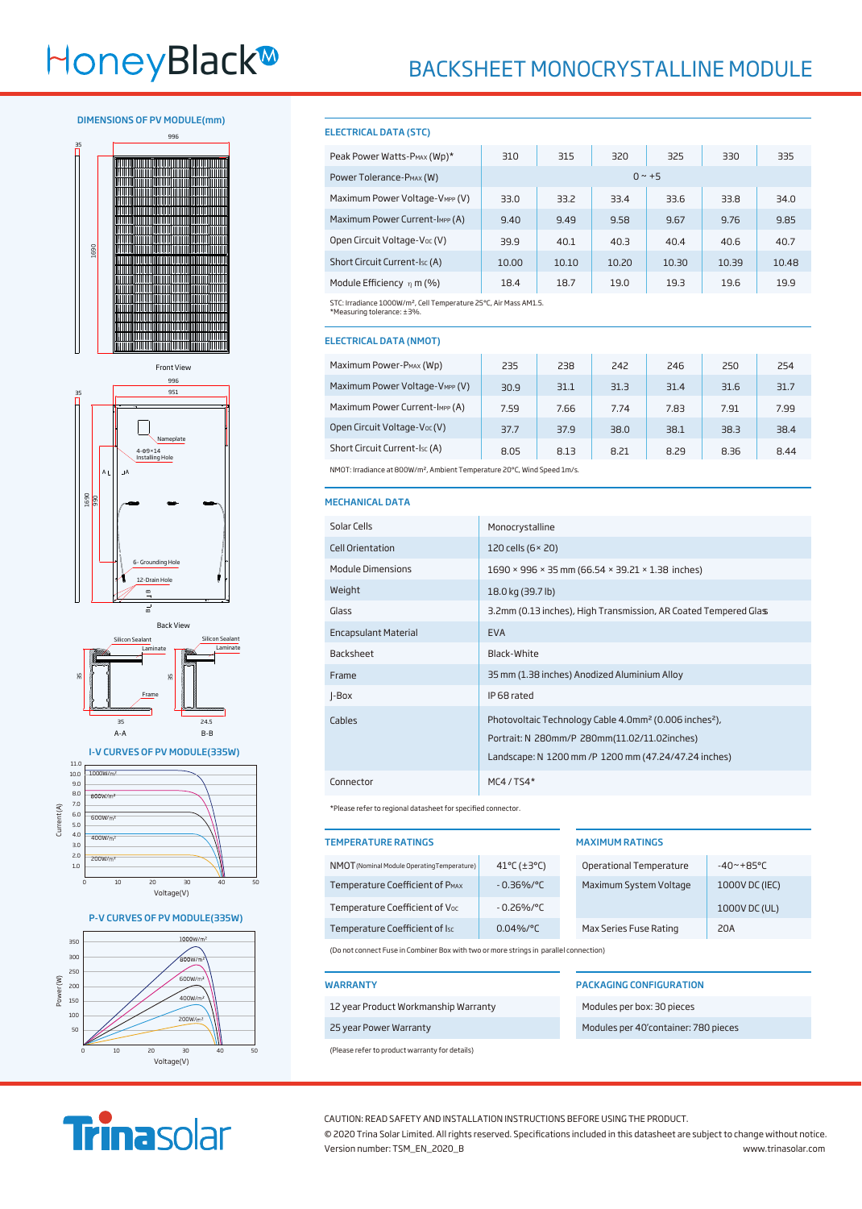# HoneyBlack

## BACKSHEET MONOCRYSTALLINE MODULE

### DIMENSIONS OF PV MODULE(mm)

996
35
1690

Front View

996
951
35
Nameplate
4-Φ9×14 Installing Hole
A A
1690 990
6- Grounding Hole
12-Drain Hole
B B

Back View

Silicon Sealant
Laminate
Silicon Sealant
Laminate
35
35
Frame
35
24.5
A-A
B-B

### I-V CURVES OF PV MODULE(335W)

Current(A)
11.0 10.0 9.0 8.0 7.0 6.0 5.0 4.0 3.0 2.0 1.0
1000W/m²
800W/m²
600W/m²
400W/m²
200W/m²
0 10 20 30 40 50
Voltage(V)

### P-V CURVES OF PV MODULE(335W)

Power(W)
350 300 250 200 150 100 50
1000W/m²
800W/m²
600W/m²
400W/m²
200W/m²
0 10 20 30 40 50
Voltage(V)

### ELECTRICAL DATA (STC)

| | | | | | | |
|---|---|---|---|---|---|---|
| Peak Power Watts-$P_{MAX}$ (Wp)* | 310 | 315 | 320 | 325 | 330 | 335 |
| Power Tolerance-$P_{MAX}$ (W) | 0 ~ +5 | | | | | |
| Maximum Power Voltage-$V_{MPP}$ (V) | 33.0 | 33.2 | 33.4 | 33.6 | 33.8 | 34.0 |
| Maximum Power Current-$I_{MPP}$ (A) | 9.40 | 9.49 | 9.58 | 9.67 | 9.76 | 9.85 |
| Open Circuit Voltage-$V_{OC}$ (V) | 39.9 | 40.1 | 40.3 | 40.4 | 40.6 | 40.7 |
| Short Circuit Current-$I_{SC}$ (A) | 10.00 | 10.10 | 10.20 | 10.30 | 10.39 | 10.48 |
| Module Efficiency $\eta_m$ (%) | 18.4 | 18.7 | 19.0 | 19.3 | 19.6 | 19.9 |

STC: Irradiance 1000W/m², Cell Temperature 25°C, Air Mass AM1.5.
*Measuring tolerance: ±3%.

### ELECTRICAL DATA (NMOT)

| | | | | | | |
|---|---|---|---|---|---|---|
| Maximum Power-$P_{MAX}$ (Wp) | 235 | 238 | 242 | 246 | 250 | 254 |
| Maximum Power Voltage-$V_{MPP}$ (V) | 30.9 | 31.1 | 31.3 | 31.4 | 31.6 | 31.7 |
| Maximum Power Current-$I_{MPP}$ (A) | 7.59 | 7.66 | 7.74 | 7.83 | 7.91 | 7.99 |
| Open Circuit Voltage-$V_{OC}$ (V) | 37.7 | 37.9 | 38.0 | 38.1 | 38.3 | 38.4 |
| Short Circuit Current-$I_{SC}$ (A) | 8.05 | 8.13 | 8.21 | 8.29 | 8.36 | 8.44 |

NMOT: Irradiance at 800W/m², Ambient Temperature 20°C, Wind Speed 1m/s.

### MECHANICAL DATA

| | |
|---|---|
| Solar Cells | Monocrystalline |
| Cell Orientation | 120 cells (6× 20) |
| Module Dimensions | 1690 × 996 × 35 mm (66.54 × 39.21 × 1.38 inches) |
| Weight | 18.0 kg (39.7 lb) |
| Glass | 3.2mm (0.13 inches), High Transmission, AR Coated Tempered Glass |
| Encapsulant Material | EVA |
| Backsheet | Black-White |
| Frame | 35 mm (1.38 inches) Anodized Aluminium Alloy |
| J-Box | IP 68 rated |
| Cables | Photovoltaic Technology Cable 4.0mm² (0.006 inches²), Portrait: N 280mm/P 280mm(11.02/11.02inches) Landscape: N 1200 mm /P 1200 mm (47.24/47.24 inches) |
| Connector | MC4 / TS4* |

*Please refer to regional datasheet for specified connector.

### TEMPERATURE RATINGS

| | |
|---|---|
| NMOT (Nominal Module Operating Temperature) | 41°C (±3°C) |
| Temperature Coefficient of $P_{MAX}$ | - 0.36%/°C |
| Temperature Coefficient of $V_{OC}$ | - 0.26%/°C |
| Temperature Coefficient of $I_{SC}$ | 0.04%/°C |

### MAXIMUM RATINGS

| | |
|---|---|
| Operational Temperature | -40~+85°C |
| Maximum System Voltage | 1000V DC (IEC) 1000V DC (UL) |
| Max Series Fuse Rating | 20A |

(Do not connect Fuse in Combiner Box with two or more strings in parallel connection)

### WARRANTY

12 year Product Workmanship Warranty

25 year Power Warranty

(Please refer to product warranty for details)

### PACKAGING CONFIGURATION

Modules per box: 30 pieces

Modules per 40'container: 780 pieces

Trinasolar

CAUTION: READ SAFETY AND INSTALLATION INSTRUCTIONS BEFORE USING THE PRODUCT.
© 2020 Trina Solar Limited. All rights reserved. Specifications included in this datasheet are subject to change without notice.
Version number: TSM_EN_2020_B
www.trinasolar.com